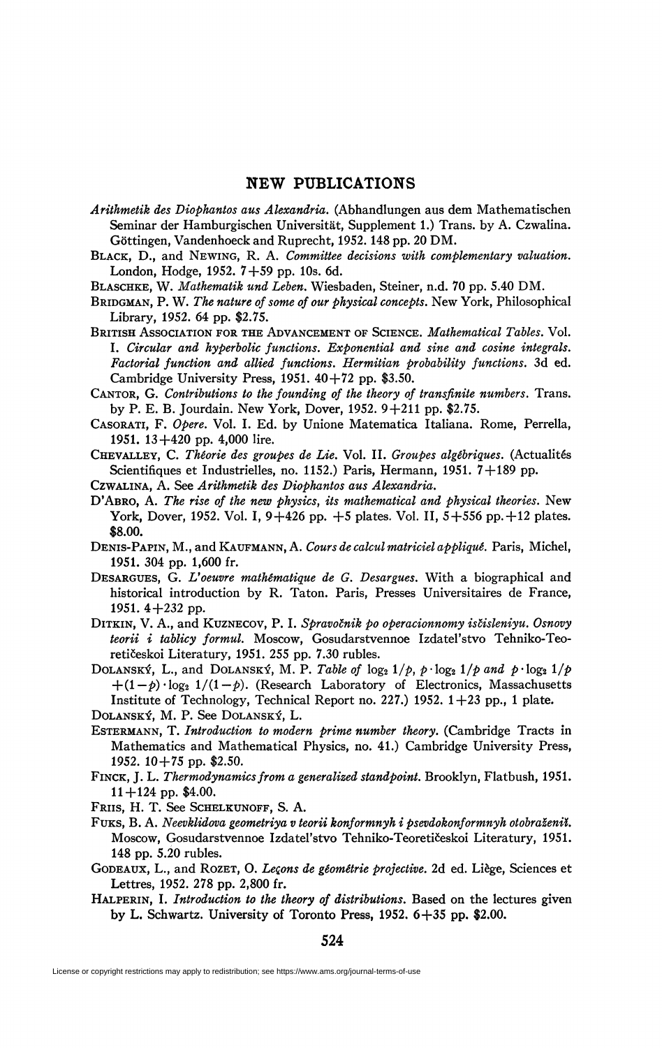## NEW PUBLICATIONS

*Arithmetik des Diophantos aus Alexandria.* (Abhandlungen aus dem Mathematischen Seminar der Hamburgischen Universität, Supplement 1.) Trans. by A. Czwalina. Göttingen, Vandenhoeck and Ruprecht, 1952. 148 pp. 20 DM.

BLACK, D., and NEWING, R. A. *Committee decisions with complementary valuation.* London, Hodge, 1952. 7+59 pp. 10s. 6d.

BLASCHKE, W. *Mathematik und Leben.* Wiesbaden, Steiner, n.d. 70 pp. 5.40 DM.

BRIDGMAN, P. W. *The nature of some of our physical concepts.* New York, Philosophical Library, 1952. 64 pp. $2.75.

BRITISH ASSOCIATION FOR THE ADVANCEMENT OF SCIENCE. *Mathematical Tables.* Vol. I. *Circular and hyperbolic functions. Exponential and sine and cosine integrals. Factorial function and allied functions. Hermitian probability functions.* 3d ed. Cambridge University Press, 1951. 40+72 pp. $3.50.

CANTOR, G. *Contributions to the founding of the theory of transfinite numbers.* Trans. by P. E. B. Jourdain. New York, Dover, 1952. 9+211 pp. $2.75.

CASORATI, F. *Opere.* Vol. I. Ed. by Unione Matematica Italiana. Rome, Perrella, 1951. 13+420 pp. 4,000 lire.

CHEVALLEY, C. *Théorie des groupes de Lie.* Vol. II. *Groupes algébriques.* (Actualités Scientifiques et Industrielles, no. 1152.) Paris, Hermann, 1951. 7+189 pp.

CZWALINA, A. See *Arithmetik des Diophantos aus Alexandria.*

D'ABRO, A. *The rise of the new physics, its mathematical and physical theories.* New York, Dover, 1952. Vol. I, 9+426 pp. +5 plates. Vol. II, 5+556 pp.+12 plates. $8.00.

DENIS-PAPIN, M., and KAUFMANN, A. *Cours de calcul matriciel appliqué.* Paris, Michel, 1951. 304 pp. 1,600 fr.

DESARGUES, G. *L'oeuvre mathématique de G. Desargues.* With a biographical and historical introduction by R. Taton. Paris, Presses Universitaires de France, 1951. 4+232 pp.

DITKIN, V. A., and KUZNECOV, P. I. *Spravočnik po operacionnomy isčisleniyu. Osnovy teorii i tablicy formul.* Moscow, Gosudarstvennoe Izdatel'stvo Tehniko-Teoretičeskoi Literatury, 1951. 255 pp. 7.30 rubles.

DOLANSKÝ, L., and DOLANSKÝ, M. P. *Table of* $\log_2 1/p$, $p\cdot\log_2 1/p$ *and* $p\cdot\log_2 1/p + (1-p)\cdot\log_2 1/(1-p)$. (Research Laboratory of Electronics, Massachusetts Institute of Technology, Technical Report no. 227.) 1952. 1+23 pp., 1 plate.

DOLANSKÝ, M. P. See DOLANSKÝ, L.

ESTERMANN, T. *Introduction to modern prime number theory.* (Cambridge Tracts in Mathematics and Mathematical Physics, no. 41.) Cambridge University Press, 1952. 10+75 pp. $2.50.

FINCK, J. L. *Thermodynamics from a generalized standpoint.* Brooklyn, Flatbush, 1951. 11+124 pp. $4.00.

FRIIS, H. T. See SCHELKUNOFF, S. A.

FUKS, B. A. *Neevklidova geometriya v teorii konformnyh i psevdokonformnyh otobraženiĭ.* Moscow, Gosudarstvennoe Izdatel'stvo Tehniko-Teoretičeskoi Literatury, 1951. 148 pp. 5.20 rubles.

GODEAUX, L., and ROZET, O. *Leçons de géométrie projective.* 2d ed. Liège, Sciences et Lettres, 1952. 278 pp. 2,800 fr.

HALPERIN, I. *Introduction to the theory of distributions.* Based on the lectures given by L. Schwartz. University of Toronto Press, 1952. 6+35 pp. $2.00.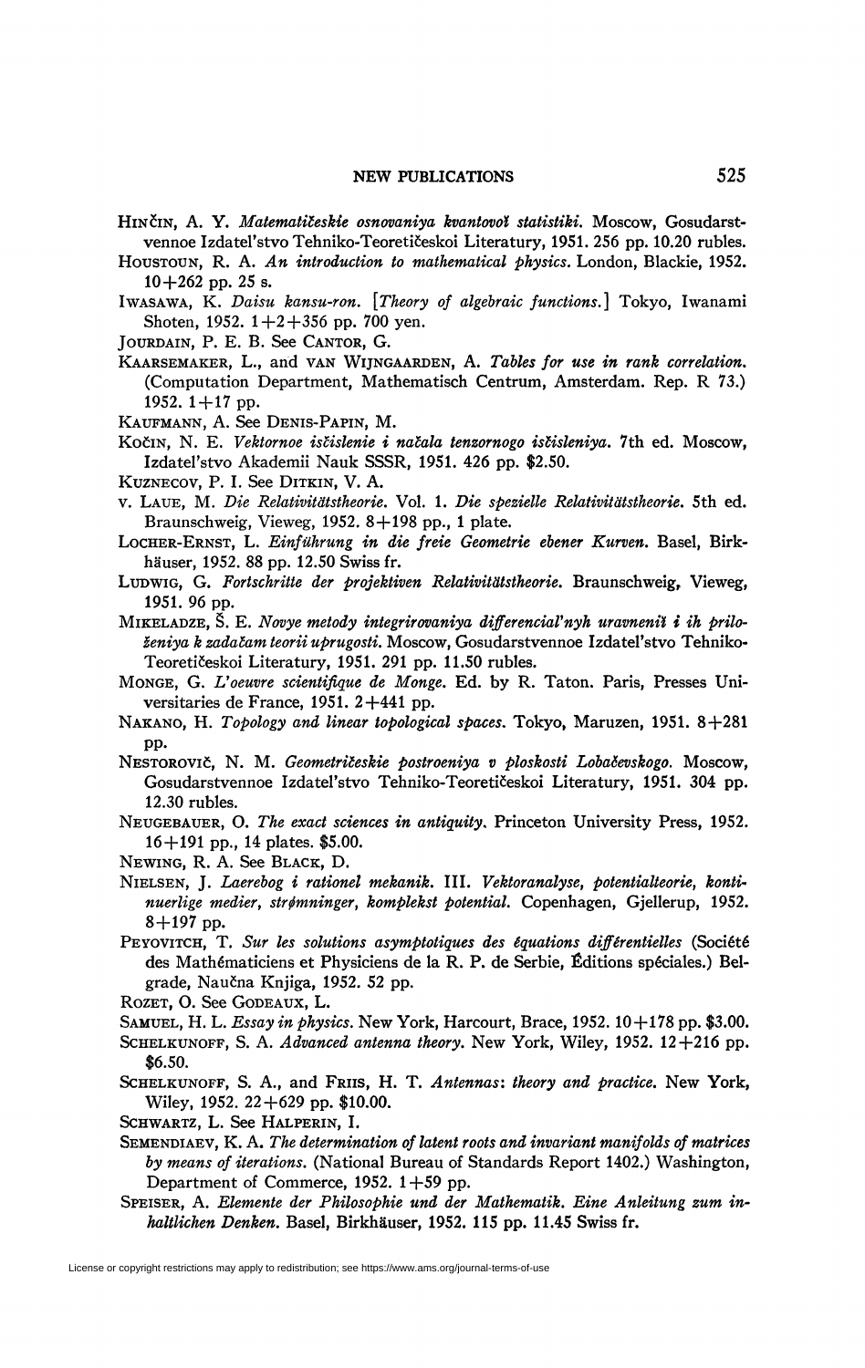HINČIN, A. Y. *Matematičeskie osnovaniya kvantovoĭ statistiki.* Moscow, Gosudarstvennoe Izdatel'stvo Tehniko-Teoretičeskoi Literatury, 1951. 256 pp. 10.20 rubles.

HOUSTOUN, R. A. *An introduction to mathematical physics.* London, Blackie, 1952. 10+262 pp. 25 s.

IWASAWA, K. *Daisu kansu-ron.* [*Theory of algebraic functions.*] Tokyo, Iwanami Shoten, 1952. 1+2+356 pp. 700 yen.

JOURDAIN, P. E. B. See CANTOR, G.

KAARSEMAKER, L., and VAN WIJNGAARDEN, A. *Tables for use in rank correlation.* (Computation Department, Mathematisch Centrum, Amsterdam. Rep. R 73.) 1952. 1+17 pp.

KAUFMANN, A. See DENIS-PAPIN, M.

KOČIN, N. E. *Vektornoe isčislenie i načala tenzornogo isčisleniya.* 7th ed. Moscow, Izdatel'stvo Akademii Nauk SSSR, 1951. 426 pp. $2.50.

KUZNECOV, P. I. See DITKIN, V. A.

v. LAUE, M. *Die Relativitätstheorie.* Vol. 1. *Die spezielle Relativitätstheorie.* 5th ed. Braunschweig, Vieweg, 1952. 8+198 pp., 1 plate.

LOCHER-ERNST, L. *Einführung in die freie Geometrie ebener Kurven.* Basel, Birkhäuser, 1952. 88 pp. 12.50 Swiss fr.

LUDWIG, G. *Fortschritte der projektiven Relativitätstheorie.* Braunschweig, Vieweg, 1951. 96 pp.

MIKELADZE, Š. E. *Novye metody integrirovaniya differencial'nyh uravneniĭ i ih priloženiya k zadačam teorii uprugosti.* Moscow, Gosudarstvennoe Izdatel'stvo Tehniko-Teoretičeskoi Literatury, 1951. 291 pp. 11.50 rubles.

MONGE, G. *L'oeuvre scientifique de Monge.* Ed. by R. Taton. Paris, Presses Universitaries de France, 1951. 2+441 pp.

NAKANO, H. *Topology and linear topological spaces.* Tokyo, Maruzen, 1951. 8+281 pp.

NESTOROVIČ, N. M. *Geometričeskie postroeniya v ploskosti Lobačevskogo.* Moscow, Gosudarstvennoe Izdatel'stvo Tehniko-Teoretičeskoi Literatury, 1951. 304 pp. 12.30 rubles.

NEUGEBAUER, O. *The exact sciences in antiquity.* Princeton University Press, 1952. 16+191 pp., 14 plates. $5.00.

NEWING, R. A. See BLACK, D.

NIELSEN, J. *Laerebog i rationel mekanik.* III. *Vektoranalyse, potentialteorie, kontinuerlige medier, strømninger, komplekst potential.* Copenhagen, Gjellerup, 1952. 8+197 pp.

PEYOVITCH, T. *Sur les solutions asymptotiques des équations différentielles* (Société des Mathématiciens et Physiciens de la R. P. de Serbie, Éditions spéciales.) Belgrade, Naučna Knjiga, 1952. 52 pp.

ROZET, O. See GODEAUX, L.

SAMUEL, H. L. *Essay in physics.* New York, Harcourt, Brace, 1952. 10+178 pp. $3.00.

SCHELKUNOFF, S. A. *Advanced antenna theory.* New York, Wiley, 1952. 12+216 pp. $6.50.

SCHELKUNOFF, S. A., and FRIIS, H. T. *Antennas: theory and practice.* New York, Wiley, 1952. 22+629 pp. $10.00.

SCHWARTZ, L. See HALPERIN, I.

SEMENDIAEV, K. A. *The determination of latent roots and invariant manifolds of matrices by means of iterations.* (National Bureau of Standards Report 1402.) Washington, Department of Commerce, 1952. 1+59 pp.

SPEISER, A. *Elemente der Philosophie und der Mathematik. Eine Anleitung zum inhaltlichen Denken.* Basel, Birkhäuser, 1952. 115 pp. 11.45 Swiss fr.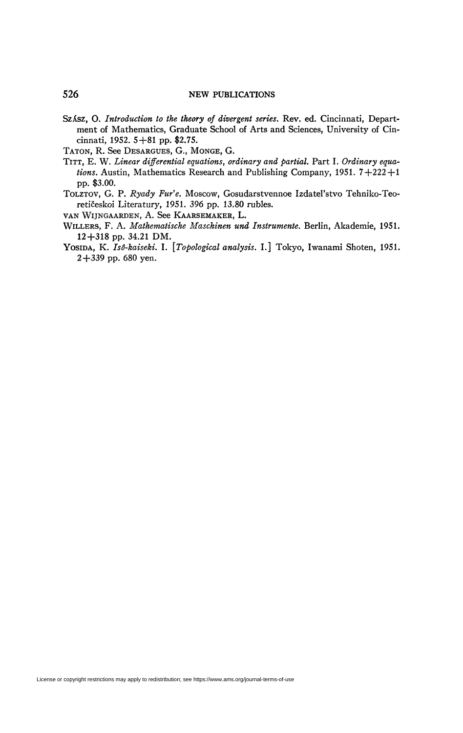SZÁSZ, O. *Introduction to the theory of divergent series.* Rev. ed. Cincinnati, Department of Mathematics, Graduate School of Arts and Sciences, University of Cincinnati, 1952. 5+81 pp. $2.75.

TATON, R. See DESARGUES, G., MONGE, G.

TITT, E. W. *Linear differential equations, ordinary and partial.* Part I. *Ordinary equations.* Austin, Mathematics Research and Publishing Company, 1951. 7+222+1 pp. $3.00.

TOLZTOV, G. P. *Ryady Fur'e.* Moscow, Gosudarstvennoe Izdatel'stvo Tehniko-Teoretičeskoi Literatury, 1951. 396 pp. 13.80 rubles.

VAN WIJNGAARDEN, A. See KAARSEMAKER, L.

WILLERS, F. A. *Mathematische Maschinen und Instrumente.* Berlin, Akademie, 1951. 12+318 pp. 34.21 DM.

YOSIDA, K. *Isô-kaiseki.* I. [*Topological analysis.* I.] Tokyo, Iwanami Shoten, 1951. 2+339 pp. 680 yen.